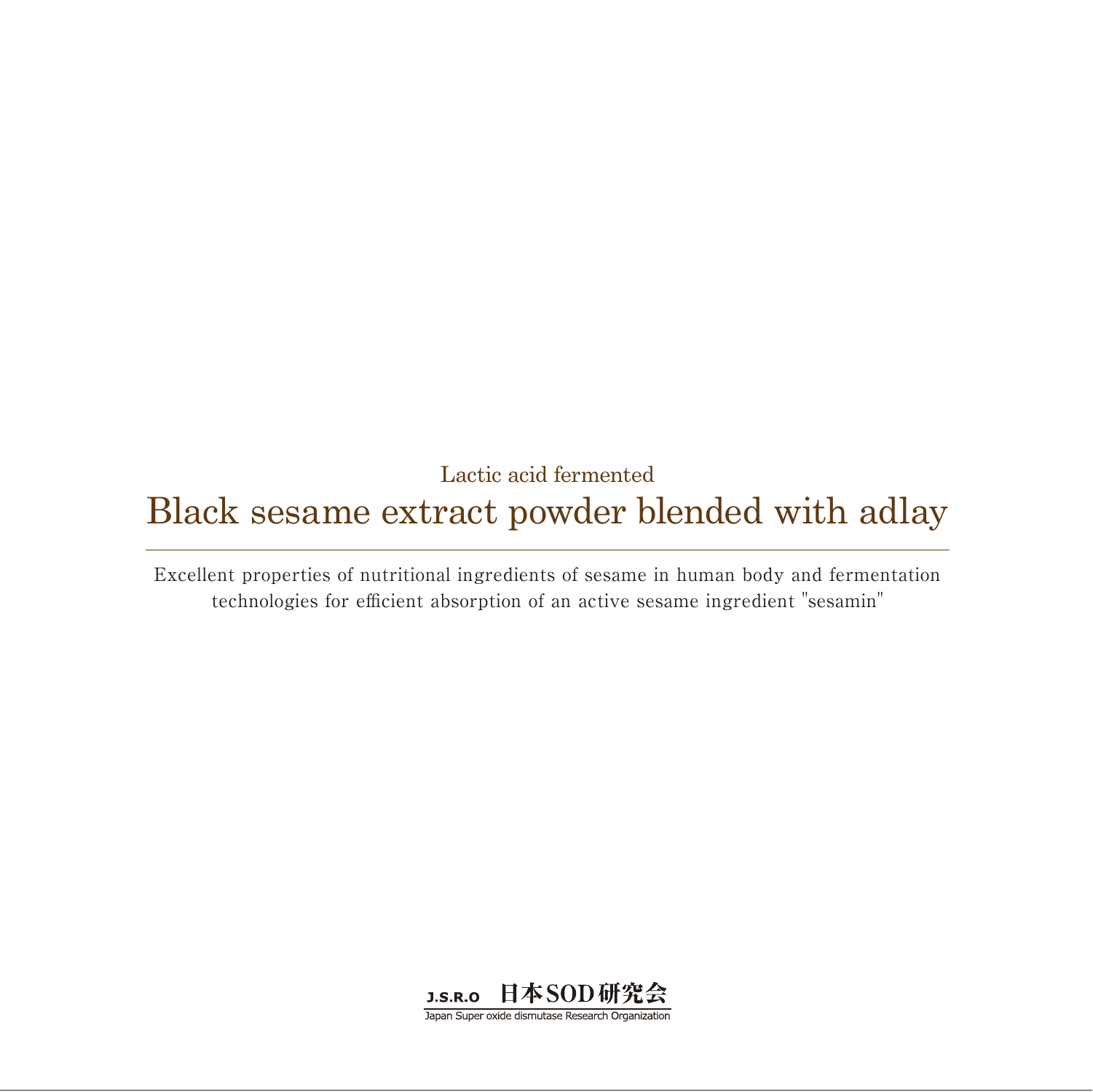Lactic acid fermented

# Black sesame extract powder blended with adlay

Excellent properties of nutritional ingredients of sesame in human body and fermentation technologies for efficient absorption of an active sesame ingredient "sesamin"

J.S.R.O 日本SOD研究会

Japan Super oxide dismutase Research Organization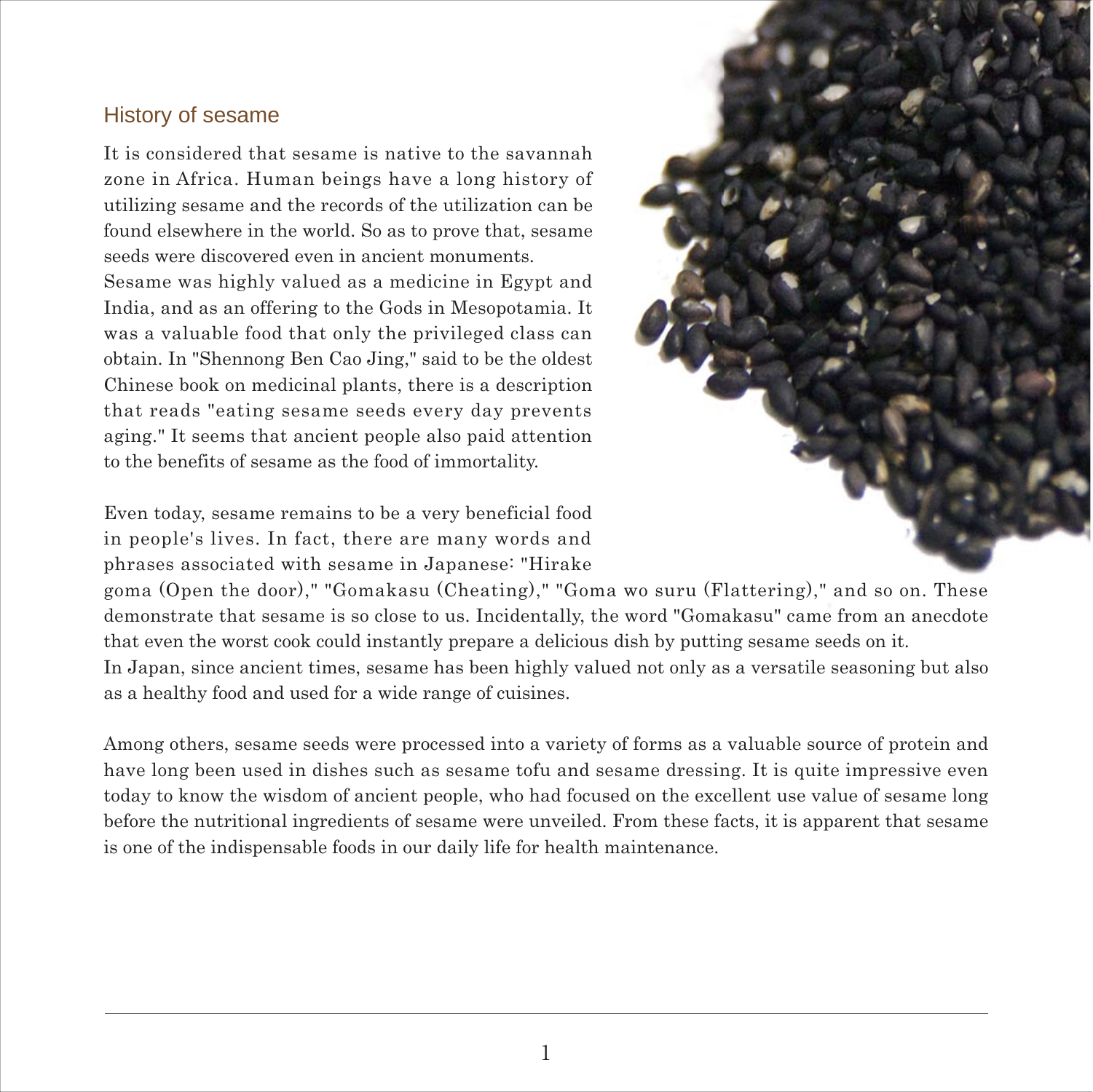## History of sesame

It is considered that sesame is native to the savannah zone in Africa. Human beings have a long history of utilizing sesame and the records of the utilization can be found elsewhere in the world. So as to prove that, sesame seeds were discovered even in ancient monuments.
Sesame was highly valued as a medicine in Egypt and India, and as an offering to the Gods in Mesopotamia. It was a valuable food that only the privileged class can obtain. In "Shennong Ben Cao Jing," said to be the oldest Chinese book on medicinal plants, there is a description that reads "eating sesame seeds every day prevents aging." It seems that ancient people also paid attention to the benefits of sesame as the food of immortality.

Even today, sesame remains to be a very beneficial food in people's lives. In fact, there are many words and phrases associated with sesame in Japanese: "Hirake goma (Open the door)," "Gomakasu (Cheating)," "Goma wo suru (Flattering)," and so on. These demonstrate that sesame is so close to us. Incidentally, the word "Gomakasu" came from an anecdote that even the worst cook could instantly prepare a delicious dish by putting sesame seeds on it.
In Japan, since ancient times, sesame has been highly valued not only as a versatile seasoning but also as a healthy food and used for a wide range of cuisines.

Among others, sesame seeds were processed into a variety of forms as a valuable source of protein and have long been used in dishes such as sesame tofu and sesame dressing. It is quite impressive even today to know the wisdom of ancient people, who had focused on the excellent use value of sesame long before the nutritional ingredients of sesame were unveiled. From these facts, it is apparent that sesame is one of the indispensable foods in our daily life for health maintenance.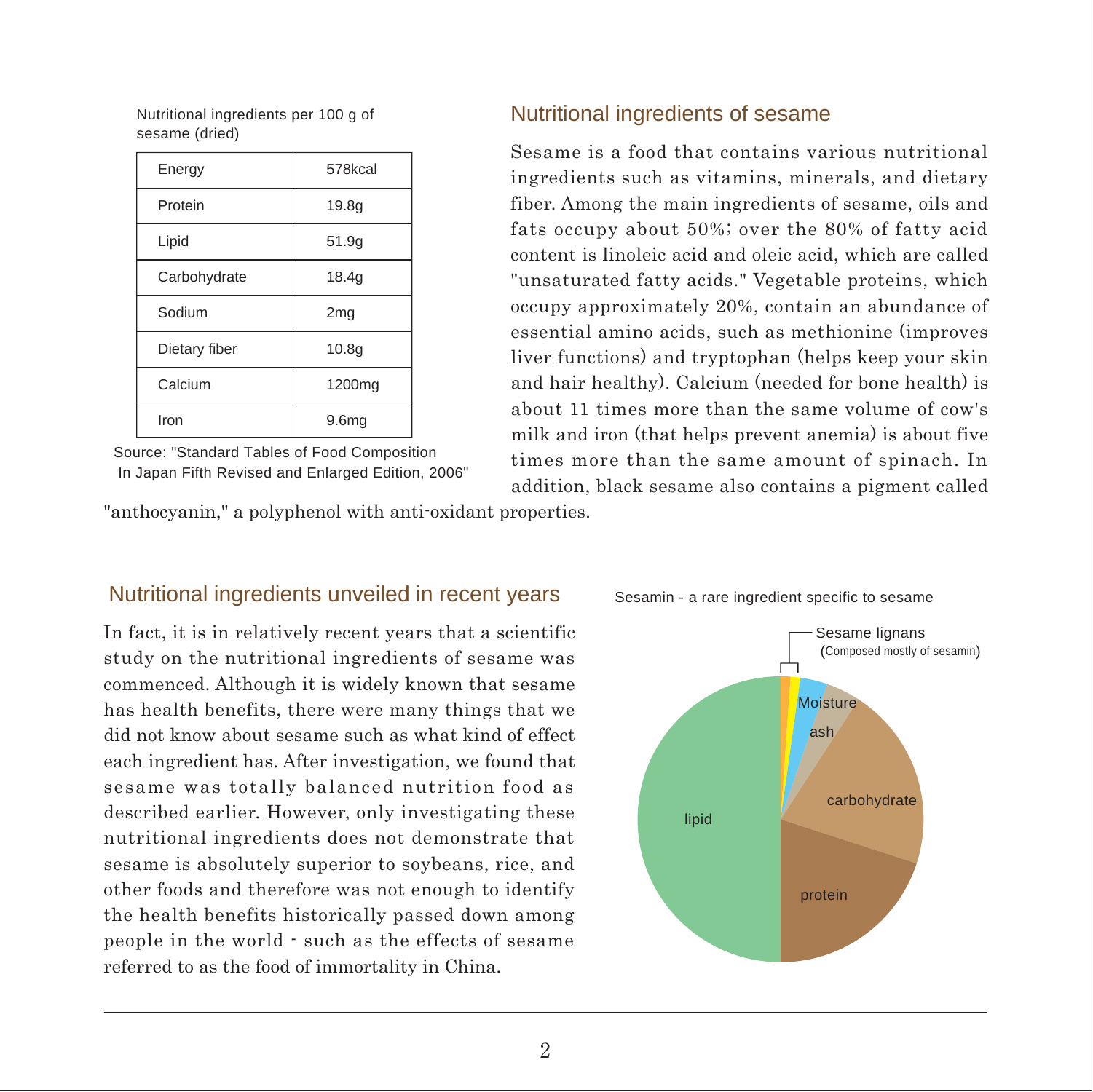Nutritional ingredients per 100 g of sesame (dried)

| Energy | 578kcal |
| --- | --- |
| Protein | 19.8g |
| Lipid | 51.9g |
| Carbohydrate | 18.4g |
| Sodium | 2mg |
| Dietary fiber | 10.8g |
| Calcium | 1200mg |
| Iron | 9.6mg |

Source: "Standard Tables of Food Composition In Japan Fifth Revised and Enlarged Edition, 2006"

## Nutritional ingredients of sesame

Sesame is a food that contains various nutritional ingredients such as vitamins, minerals, and dietary fiber. Among the main ingredients of sesame, oils and fats occupy about 50%; over the 80% of fatty acid content is linoleic acid and oleic acid, which are called "unsaturated fatty acids." Vegetable proteins, which occupy approximately 20%, contain an abundance of essential amino acids, such as methionine (improves liver functions) and tryptophan (helps keep your skin and hair healthy). Calcium (needed for bone health) is about 11 times more than the same volume of cow's milk and iron (that helps prevent anemia) is about five times more than the same amount of spinach. In addition, black sesame also contains a pigment called "anthocyanin," a polyphenol with anti-oxidant properties.

## Nutritional ingredients unveiled in recent years

In fact, it is in relatively recent years that a scientific study on the nutritional ingredients of sesame was commenced. Although it is widely known that sesame has health benefits, there were many things that we did not know about sesame such as what kind of effect each ingredient has. After investigation, we found that sesame was totally balanced nutrition food as described earlier. However, only investigating these nutritional ingredients does not demonstrate that sesame is absolutely superior to soybeans, rice, and other foods and therefore was not enough to identify the health benefits historically passed down among people in the world - such as the effects of sesame referred to as the food of immortality in China.

Sesamin - a rare ingredient specific to sesame

Sesame lignans (Composed mostly of sesamin)

Moisture

ash

carbohydrate

protein

lipid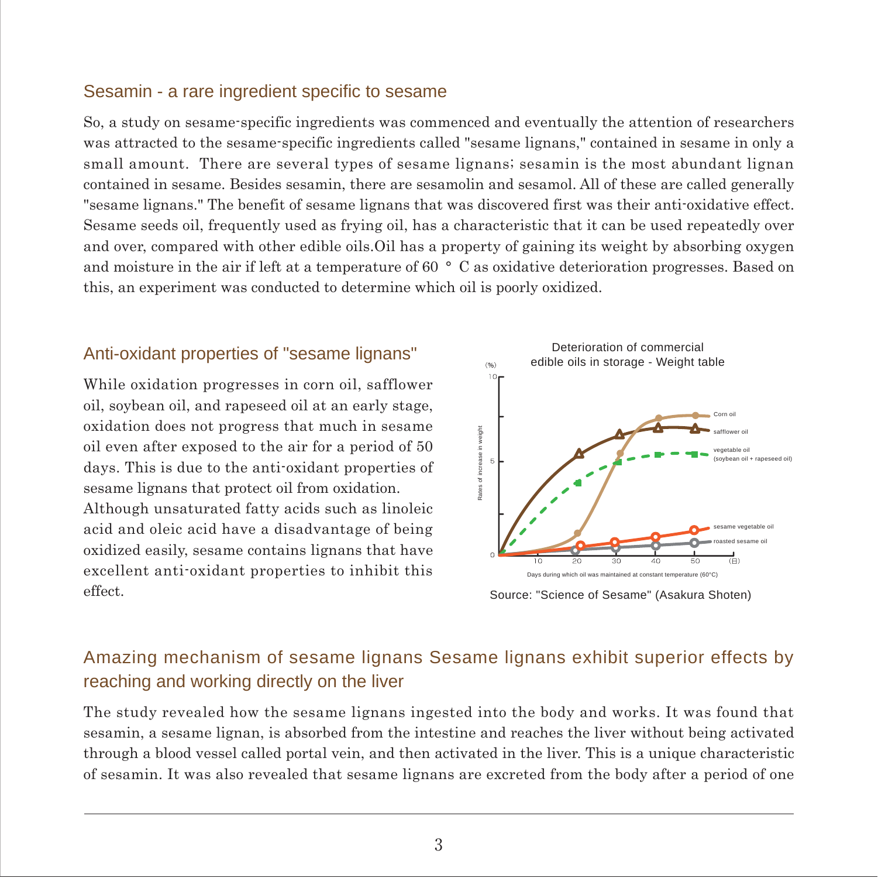## Sesamin - a rare ingredient specific to sesame

So, a study on sesame-specific ingredients was commenced and eventually the attention of researchers was attracted to the sesame-specific ingredients called "sesame lignans," contained in sesame in only a small amount. There are several types of sesame lignans; sesamin is the most abundant lignan contained in sesame. Besides sesamin, there are sesamolin and sesamol. All of these are called generally "sesame lignans." The benefit of sesame lignans that was discovered first was their anti-oxidative effect. Sesame seeds oil, frequently used as frying oil, has a characteristic that it can be used repeatedly over and over, compared with other edible oils.Oil has a property of gaining its weight by absorbing oxygen and moisture in the air if left at a temperature of 60 ° C as oxidative deterioration progresses. Based on this, an experiment was conducted to determine which oil is poorly oxidized.

## Anti-oxidant properties of "sesame lignans"

While oxidation progresses in corn oil, safflower oil, soybean oil, and rapeseed oil at an early stage, oxidation does not progress that much in sesame oil even after exposed to the air for a period of 50 days. This is due to the anti-oxidant properties of sesame lignans that protect oil from oxidation.
Although unsaturated fatty acids such as linoleic acid and oleic acid have a disadvantage of being oxidized easily, sesame contains lignans that have excellent anti-oxidant properties to inhibit this effect.

Deterioration of commercial edible oils in storage - Weight table

Source: "Science of Sesame" (Asakura Shoten)

## Amazing mechanism of sesame lignans Sesame lignans exhibit superior effects by reaching and working directly on the liver

The study revealed how the sesame lignans ingested into the body and works. It was found that sesamin, a sesame lignan, is absorbed from the intestine and reaches the liver without being activated through a blood vessel called portal vein, and then activated in the liver. This is a unique characteristic of sesamin. It was also revealed that sesame lignans are excreted from the body after a period of one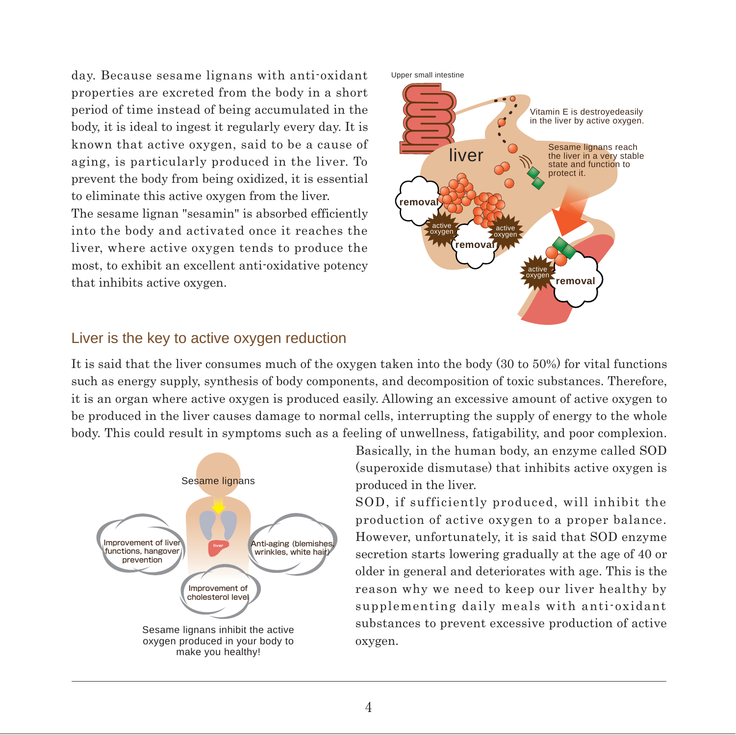day. Because sesame lignans with anti-oxidant properties are excreted from the body in a short period of time instead of being accumulated in the body, it is ideal to ingest it regularly every day. It is known that active oxygen, said to be a cause of aging, is particularly produced in the liver. To prevent the body from being oxidized, it is essential to eliminate this active oxygen from the liver.

The sesame lignan "sesamin" is absorbed efficiently into the body and activated once it reaches the liver, where active oxygen tends to produce the most, to exhibit an excellent anti-oxidative potency that inhibits active oxygen.

Upper small intestine

liver

Vitamin E is destroyedeasily in the liver by active oxygen.

Sesame lignans reach the liver in a very stable state and function to protect it.

removal

active oxygen

removal

active oxygen

active oxygen

removal

## Liver is the key to active oxygen reduction

It is said that the liver consumes much of the oxygen taken into the body (30 to 50%) for vital functions such as energy supply, synthesis of body components, and decomposition of toxic substances. Therefore, it is an organ where active oxygen is produced easily. Allowing an excessive amount of active oxygen to be produced in the liver causes damage to normal cells, interrupting the supply of energy to the whole body. This could result in symptoms such as a feeling of unwellness, fatigability, and poor complexion.

Sesame lignans

Improvement of liver functions, hangover prevention

liver

Anti-aging (blemishes, wrinkles, white hair)

Improvement of cholesterol level

Sesame lignans inhibit the active oxygen produced in your body to make you healthy!

Basically, in the human body, an enzyme called SOD (superoxide dismutase) that inhibits active oxygen is produced in the liver.

SOD, if sufficiently produced, will inhibit the production of active oxygen to a proper balance. However, unfortunately, it is said that SOD enzyme secretion starts lowering gradually at the age of 40 or older in general and deteriorates with age. This is the reason why we need to keep our liver healthy by supplementing daily meals with anti-oxidant substances to prevent excessive production of active oxygen.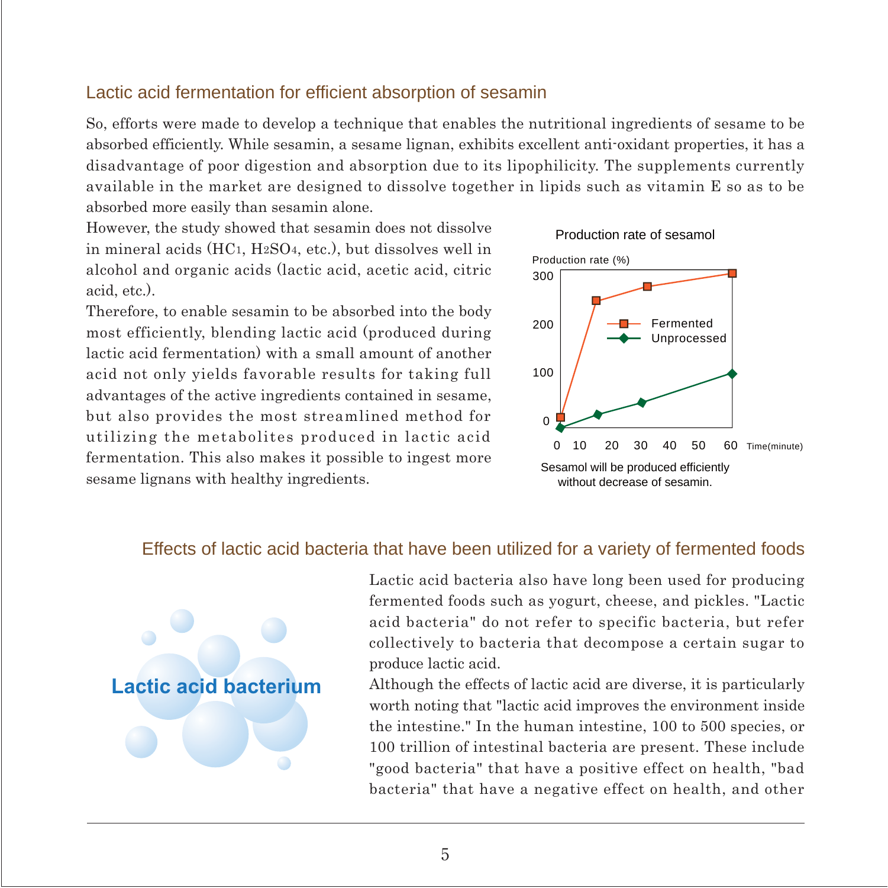## Lactic acid fermentation for efficient absorption of sesamin

So, efforts were made to develop a technique that enables the nutritional ingredients of sesame to be absorbed efficiently. While sesamin, a sesame lignan, exhibits excellent anti-oxidant properties, it has a disadvantage of poor digestion and absorption due to its lipophilicity. The supplements currently available in the market are designed to dissolve together in lipids such as vitamin E so as to be absorbed more easily than sesamin alone.

However, the study showed that sesamin does not dissolve in mineral acids ($HC_1$, $H_2SO_4$, etc.), but dissolves well in alcohol and organic acids (lactic acid, acetic acid, citric acid, etc.).

Therefore, to enable sesamin to be absorbed into the body most efficiently, blending lactic acid (produced during lactic acid fermentation) with a small amount of another acid not only yields favorable results for taking full advantages of the active ingredients contained in sesame, but also provides the most streamlined method for utilizing the metabolites produced in lactic acid fermentation. This also makes it possible to ingest more sesame lignans with healthy ingredients.

Production rate of sesamol

Production rate (%)

Fermented / Unprocessed

Time(minute)

Sesamol will be produced efficiently without decrease of sesamin.

## Effects of lactic acid bacteria that have been utilized for a variety of fermented foods

Lactic acid bacterium

Lactic acid bacteria also have long been used for producing fermented foods such as yogurt, cheese, and pickles. "Lactic acid bacteria" do not refer to specific bacteria, but refer collectively to bacteria that decompose a certain sugar to produce lactic acid.

Although the effects of lactic acid are diverse, it is particularly worth noting that "lactic acid improves the environment inside the intestine." In the human intestine, 100 to 500 species, or 100 trillion of intestinal bacteria are present. These include "good bacteria" that have a positive effect on health, "bad bacteria" that have a negative effect on health, and other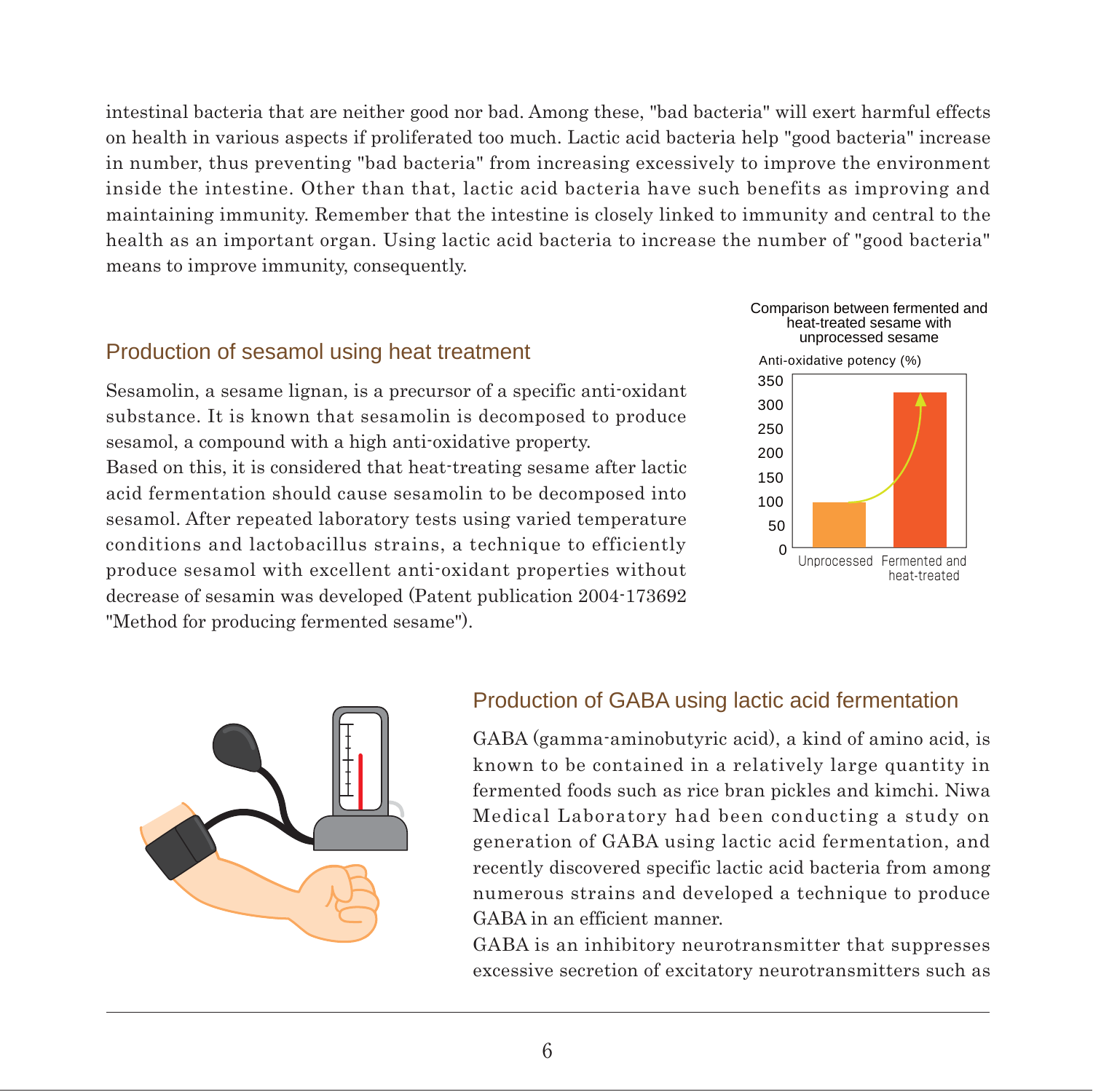intestinal bacteria that are neither good nor bad. Among these, "bad bacteria" will exert harmful effects on health in various aspects if proliferated too much. Lactic acid bacteria help "good bacteria" increase in number, thus preventing "bad bacteria" from increasing excessively to improve the environment inside the intestine. Other than that, lactic acid bacteria have such benefits as improving and maintaining immunity. Remember that the intestine is closely linked to immunity and central to the health as an important organ. Using lactic acid bacteria to increase the number of "good bacteria" means to improve immunity, consequently.

## Production of sesamol using heat treatment

Sesamolin, a sesame lignan, is a precursor of a specific anti-oxidant substance. It is known that sesamolin is decomposed to produce sesamol, a compound with a high anti-oxidative property.
Based on this, it is considered that heat-treating sesame after lactic acid fermentation should cause sesamolin to be decomposed into sesamol. After repeated laboratory tests using varied temperature conditions and lactobacillus strains, a technique to efficiently produce sesamol with excellent anti-oxidant properties without decrease of sesamin was developed (Patent publication 2004-173692 "Method for producing fermented sesame").

Comparison between fermented and heat-treated sesame with unprocessed sesame

Anti-oxidative potency (%)

| | Unprocessed | Fermented and heat-treated |
|---|---|---|
| Anti-oxidative potency (%) | 100 | ~325 |

## Production of GABA using lactic acid fermentation

GABA (gamma-aminobutyric acid), a kind of amino acid, is known to be contained in a relatively large quantity in fermented foods such as rice bran pickles and kimchi. Niwa Medical Laboratory had been conducting a study on generation of GABA using lactic acid fermentation, and recently discovered specific lactic acid bacteria from among numerous strains and developed a technique to produce GABA in an efficient manner.
GABA is an inhibitory neurotransmitter that suppresses excessive secretion of excitatory neurotransmitters such as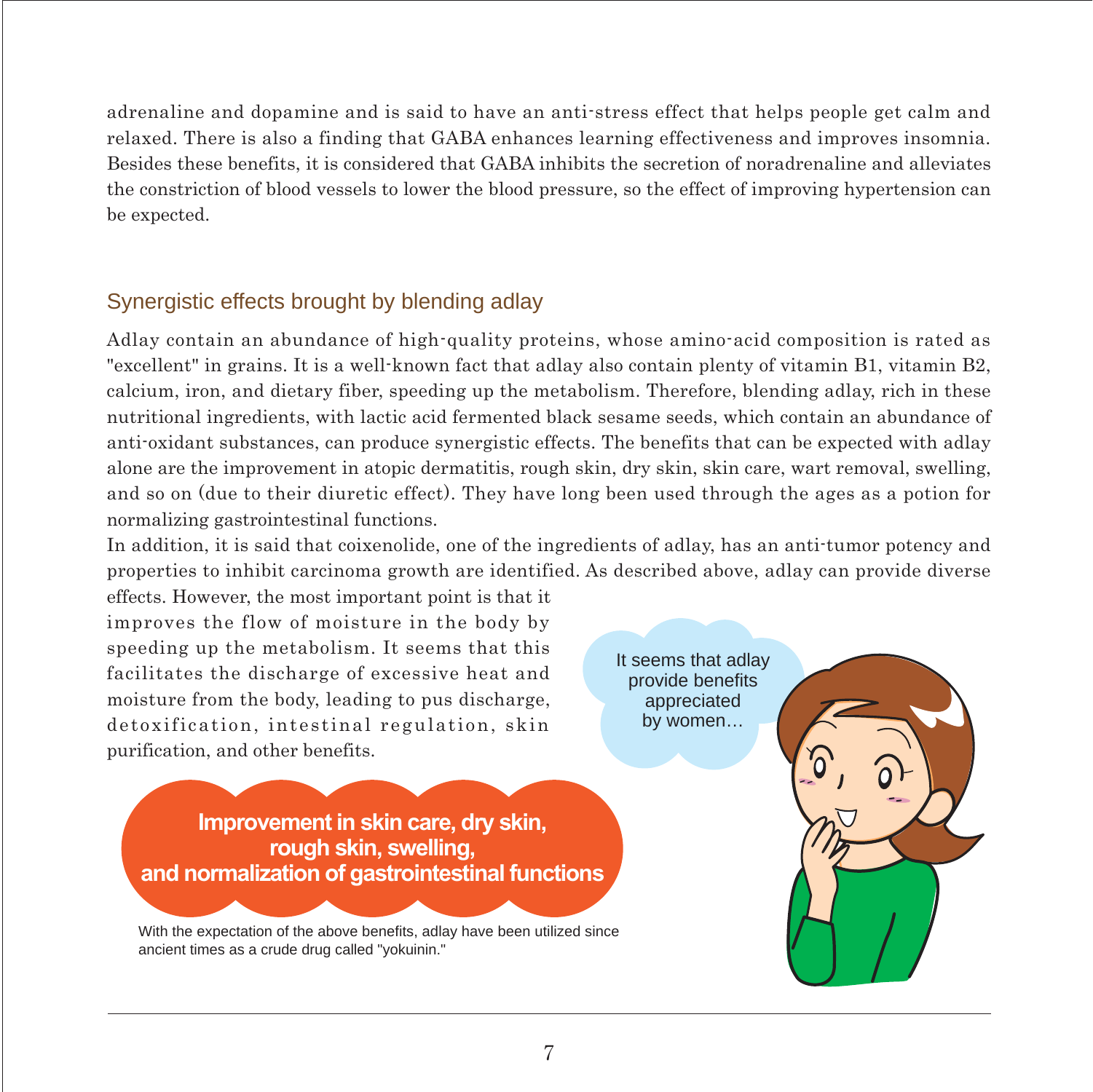adrenaline and dopamine and is said to have an anti-stress effect that helps people get calm and relaxed. There is also a finding that GABA enhances learning effectiveness and improves insomnia. Besides these benefits, it is considered that GABA inhibits the secretion of noradrenaline and alleviates the constriction of blood vessels to lower the blood pressure, so the effect of improving hypertension can be expected.

## Synergistic effects brought by blending adlay

Adlay contain an abundance of high-quality proteins, whose amino-acid composition is rated as "excellent" in grains. It is a well-known fact that adlay also contain plenty of vitamin B1, vitamin B2, calcium, iron, and dietary fiber, speeding up the metabolism. Therefore, blending adlay, rich in these nutritional ingredients, with lactic acid fermented black sesame seeds, which contain an abundance of anti-oxidant substances, can produce synergistic effects. The benefits that can be expected with adlay alone are the improvement in atopic dermatitis, rough skin, dry skin, skin care, wart removal, swelling, and so on (due to their diuretic effect). They have long been used through the ages as a potion for normalizing gastrointestinal functions.

In addition, it is said that coixenolide, one of the ingredients of adlay, has an anti-tumor potency and properties to inhibit carcinoma growth are identified. As described above, adlay can provide diverse effects. However, the most important point is that it improves the flow of moisture in the body by speeding up the metabolism. It seems that this facilitates the discharge of excessive heat and moisture from the body, leading to pus discharge, detoxification, intestinal regulation, skin purification, and other benefits.

It seems that adlay provide benefits appreciated by women…

**Improvement in skin care, dry skin, rough skin, swelling, and normalization of gastrointestinal functions**

With the expectation of the above benefits, adlay have been utilized since ancient times as a crude drug called "yokuinin."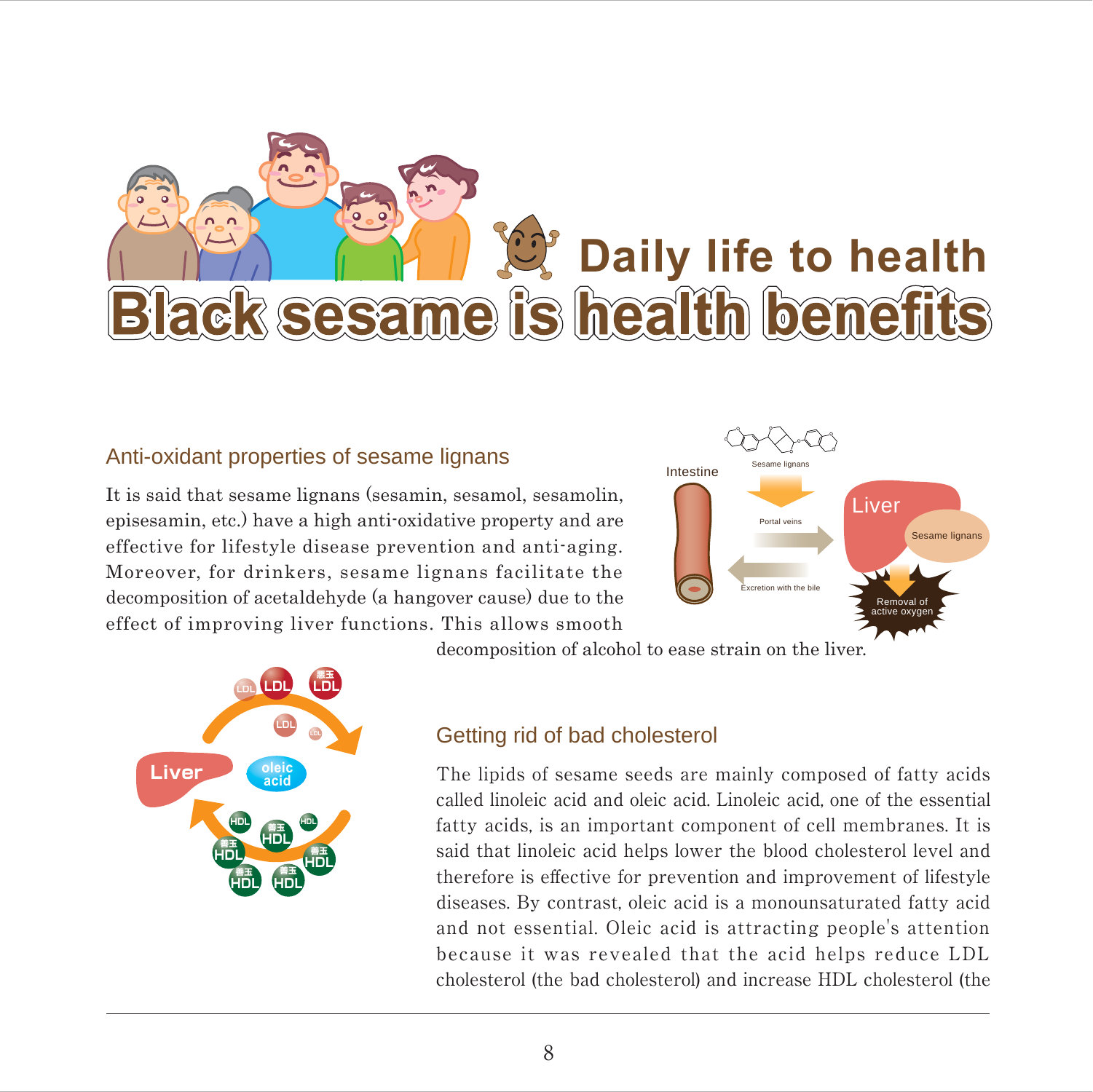# Daily life to health

# Black sesame is health benefits

## Anti-oxidant properties of sesame lignans

It is said that sesame lignans (sesamin, sesamol, sesamolin, episesamin, etc.) have a high anti-oxidative property and are effective for lifestyle disease prevention and anti-aging. Moreover, for drinkers, sesame lignans facilitate the decomposition of acetaldehyde (a hangover cause) due to the effect of improving liver functions. This allows smooth decomposition of alcohol to ease strain on the liver.

## Getting rid of bad cholesterol

The lipids of sesame seeds are mainly composed of fatty acids called linoleic acid and oleic acid. Linoleic acid, one of the essential fatty acids, is an important component of cell membranes. It is said that linoleic acid helps lower the blood cholesterol level and therefore is effective for prevention and improvement of lifestyle diseases. By contrast, oleic acid is a monounsaturated fatty acid and not essential. Oleic acid is attracting people's attention because it was revealed that the acid helps reduce LDL cholesterol (the bad cholesterol) and increase HDL cholesterol (the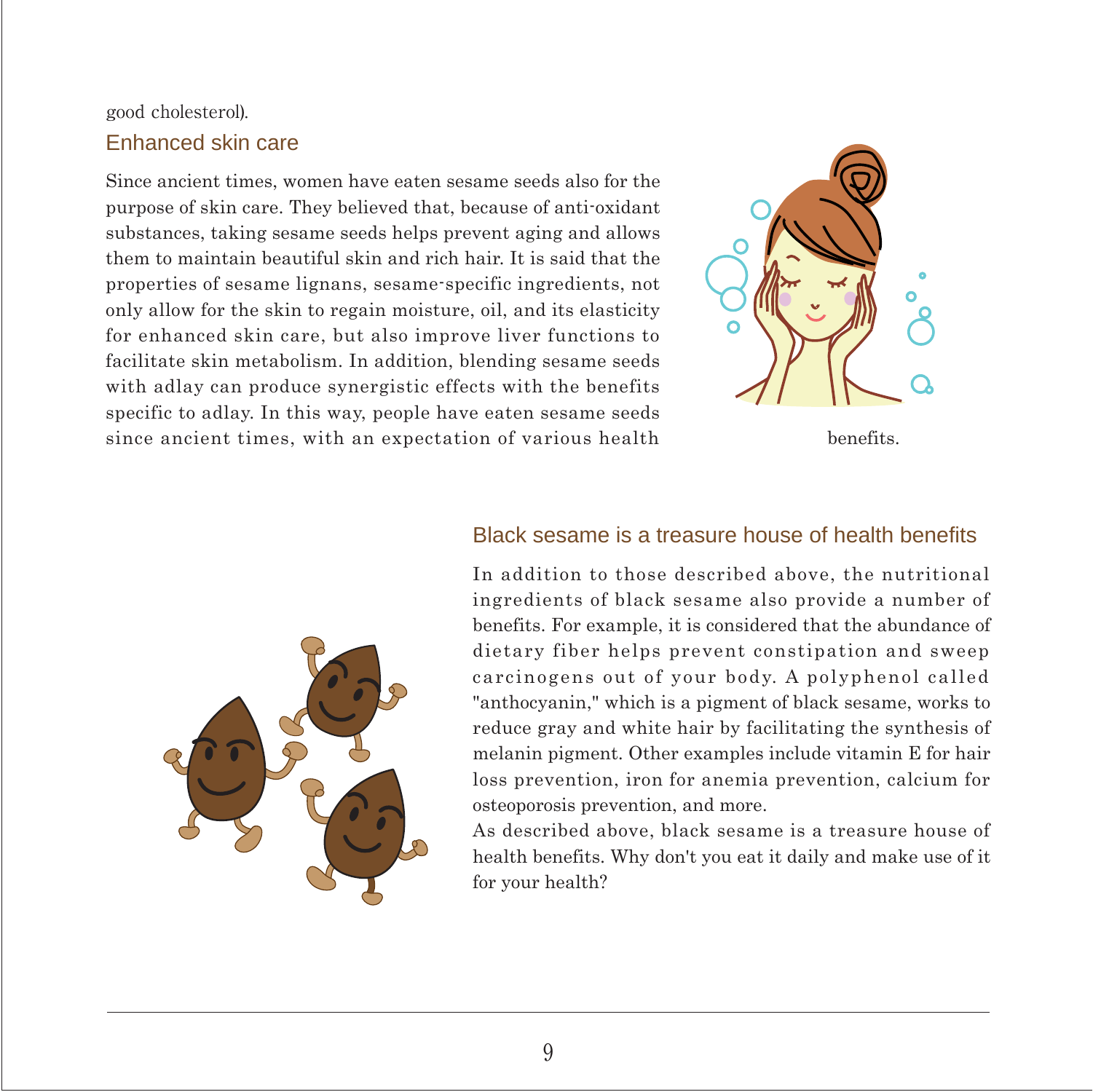good cholesterol).

## Enhanced skin care

Since ancient times, women have eaten sesame seeds also for the purpose of skin care. They believed that, because of anti-oxidant substances, taking sesame seeds helps prevent aging and allows them to maintain beautiful skin and rich hair. It is said that the properties of sesame lignans, sesame-specific ingredients, not only allow for the skin to regain moisture, oil, and its elasticity for enhanced skin care, but also improve liver functions to facilitate skin metabolism. In addition, blending sesame seeds with adlay can produce synergistic effects with the benefits specific to adlay. In this way, people have eaten sesame seeds since ancient times, with an expectation of various health benefits.

## Black sesame is a treasure house of health benefits

In addition to those described above, the nutritional ingredients of black sesame also provide a number of benefits. For example, it is considered that the abundance of dietary fiber helps prevent constipation and sweep carcinogens out of your body. A polyphenol called "anthocyanin," which is a pigment of black sesame, works to reduce gray and white hair by facilitating the synthesis of melanin pigment. Other examples include vitamin E for hair loss prevention, iron for anemia prevention, calcium for osteoporosis prevention, and more.

As described above, black sesame is a treasure house of health benefits. Why don't you eat it daily and make use of it for your health?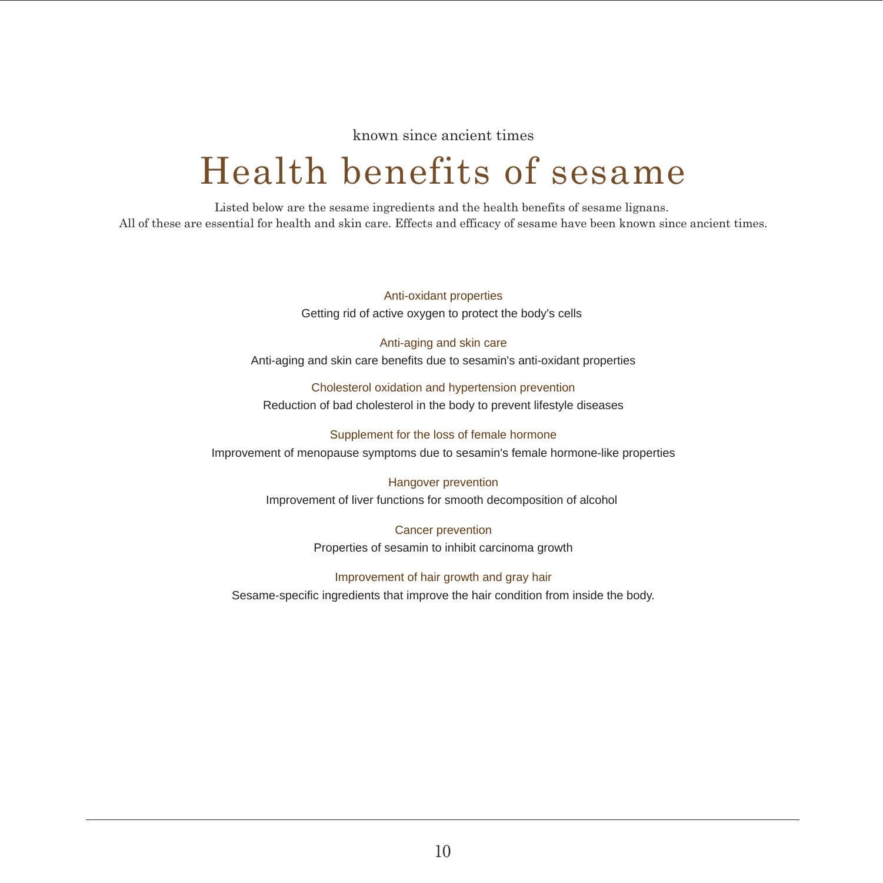known since ancient times

# Health benefits of sesame

Listed below are the sesame ingredients and the health benefits of sesame lignans.
All of these are essential for health and skin care. Effects and efficacy of sesame have been known since ancient times.

### Anti-oxidant properties

Getting rid of active oxygen to protect the body's cells

### Anti-aging and skin care

Anti-aging and skin care benefits due to sesamin's anti-oxidant properties

### Cholesterol oxidation and hypertension prevention

Reduction of bad cholesterol in the body to prevent lifestyle diseases

### Supplement for the loss of female hormone

Improvement of menopause symptoms due to sesamin's female hormone-like properties

### Hangover prevention

Improvement of liver functions for smooth decomposition of alcohol

### Cancer prevention

Properties of sesamin to inhibit carcinoma growth

### Improvement of hair growth and gray hair

Sesame-specific ingredients that improve the hair condition from inside the body.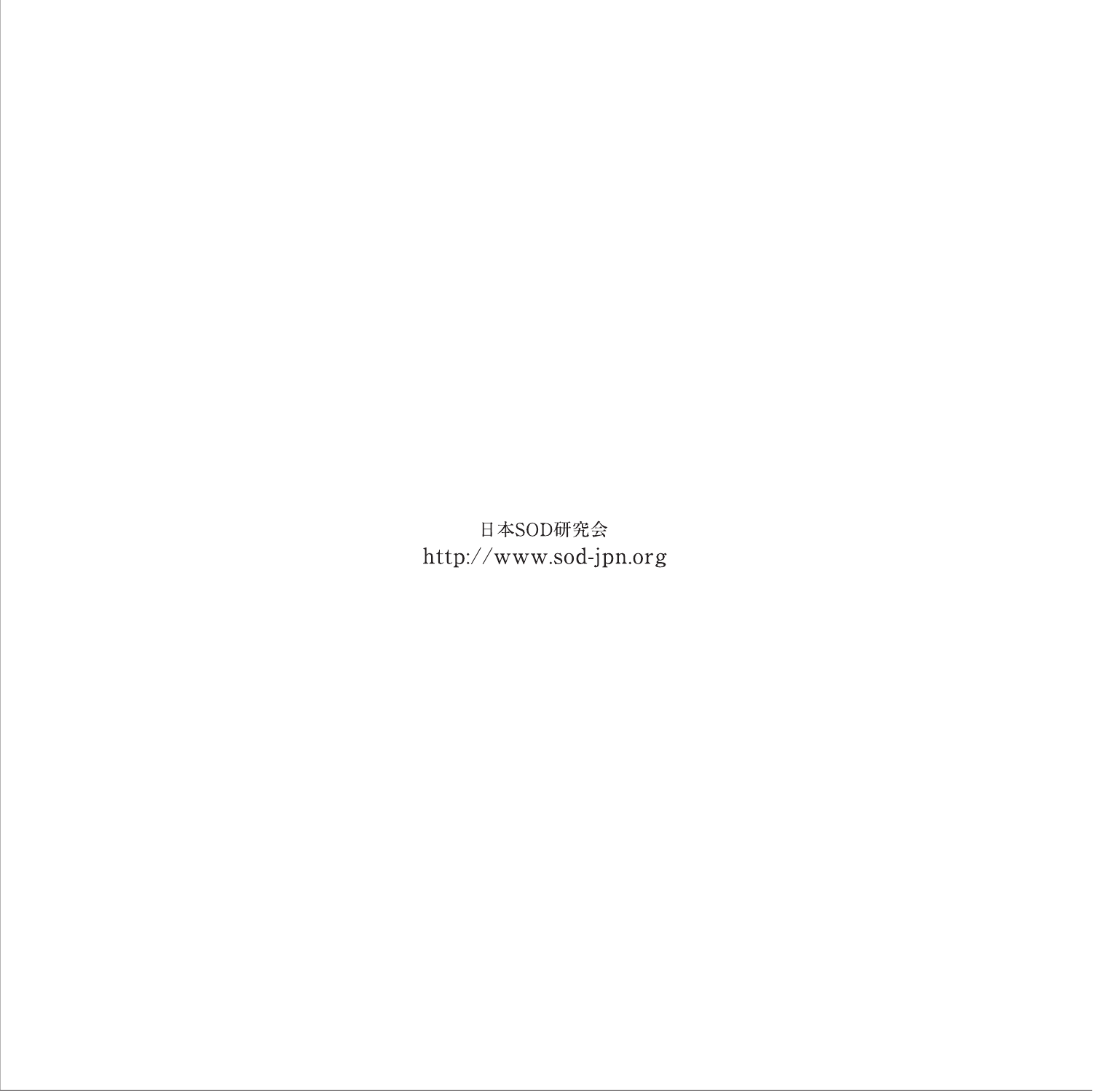日本SOD研究会
http://www.sod-jpn.org